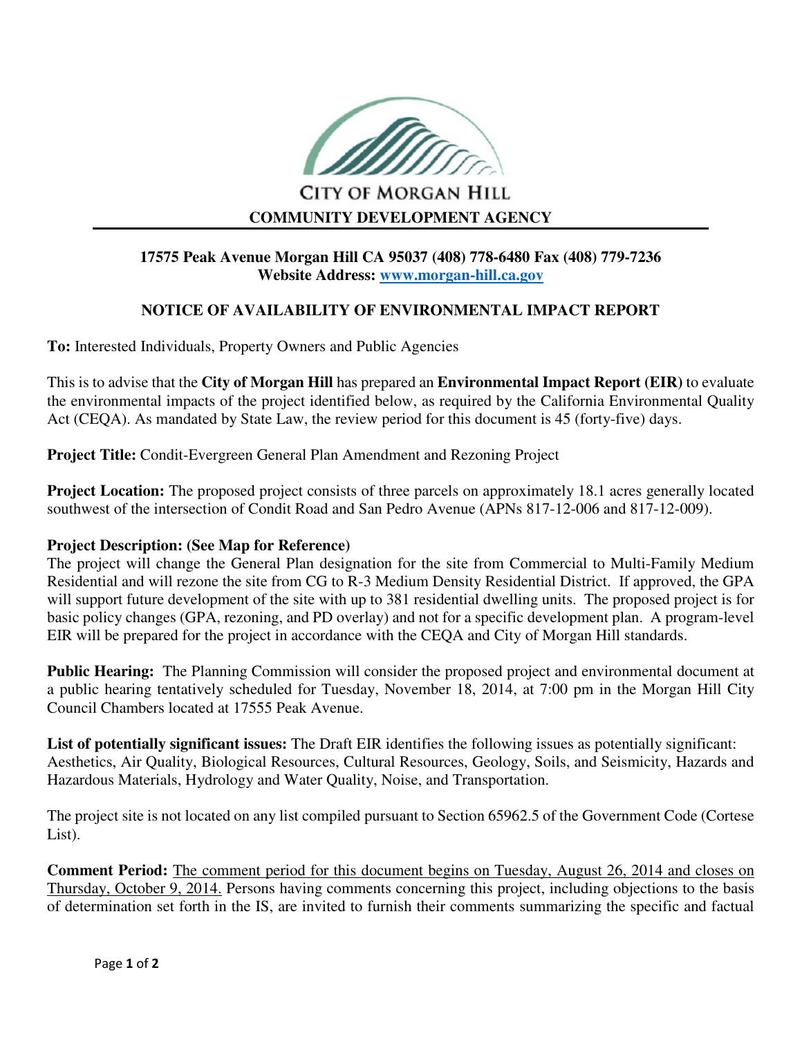CITY OF MORGAN HILL

**COMMUNITY DEVELOPMENT AGENCY**

---

**17575 Peak Avenue Morgan Hill CA 95037 (408) 778-6480 Fax (408) 779-7236**
**Website Address: [www.morgan-hill.ca.gov](http://www.morgan-hill.ca.gov)**

## NOTICE OF AVAILABILITY OF ENVIRONMENTAL IMPACT REPORT

**To:** Interested Individuals, Property Owners and Public Agencies

This is to advise that the **City of Morgan Hill** has prepared an **Environmental Impact Report (EIR)** to evaluate the environmental impacts of the project identified below, as required by the California Environmental Quality Act (CEQA). As mandated by State Law, the review period for this document is 45 (forty-five) days.

**Project Title:** Condit-Evergreen General Plan Amendment and Rezoning Project

**Project Location:** The proposed project consists of three parcels on approximately 18.1 acres generally located southwest of the intersection of Condit Road and San Pedro Avenue (APNs 817-12-006 and 817-12-009).

**Project Description: (See Map for Reference)**
The project will change the General Plan designation for the site from Commercial to Multi-Family Medium Residential and will rezone the site from CG to R-3 Medium Density Residential District. If approved, the GPA will support future development of the site with up to 381 residential dwelling units. The proposed project is for basic policy changes (GPA, rezoning, and PD overlay) and not for a specific development plan. A program-level EIR will be prepared for the project in accordance with the CEQA and City of Morgan Hill standards.

**Public Hearing:** The Planning Commission will consider the proposed project and environmental document at a public hearing tentatively scheduled for Tuesday, November 18, 2014, at 7:00 pm in the Morgan Hill City Council Chambers located at 17555 Peak Avenue.

**List of potentially significant issues:** The Draft EIR identifies the following issues as potentially significant: Aesthetics, Air Quality, Biological Resources, Cultural Resources, Geology, Soils, and Seismicity, Hazards and Hazardous Materials, Hydrology and Water Quality, Noise, and Transportation.

The project site is not located on any list compiled pursuant to Section 65962.5 of the Government Code (Cortese List).

**Comment Period:** The comment period for this document begins on Tuesday, August 26, 2014 and closes on Thursday, October 9, 2014. Persons having comments concerning this project, including objections to the basis of determination set forth in the IS, are invited to furnish their comments summarizing the specific and factual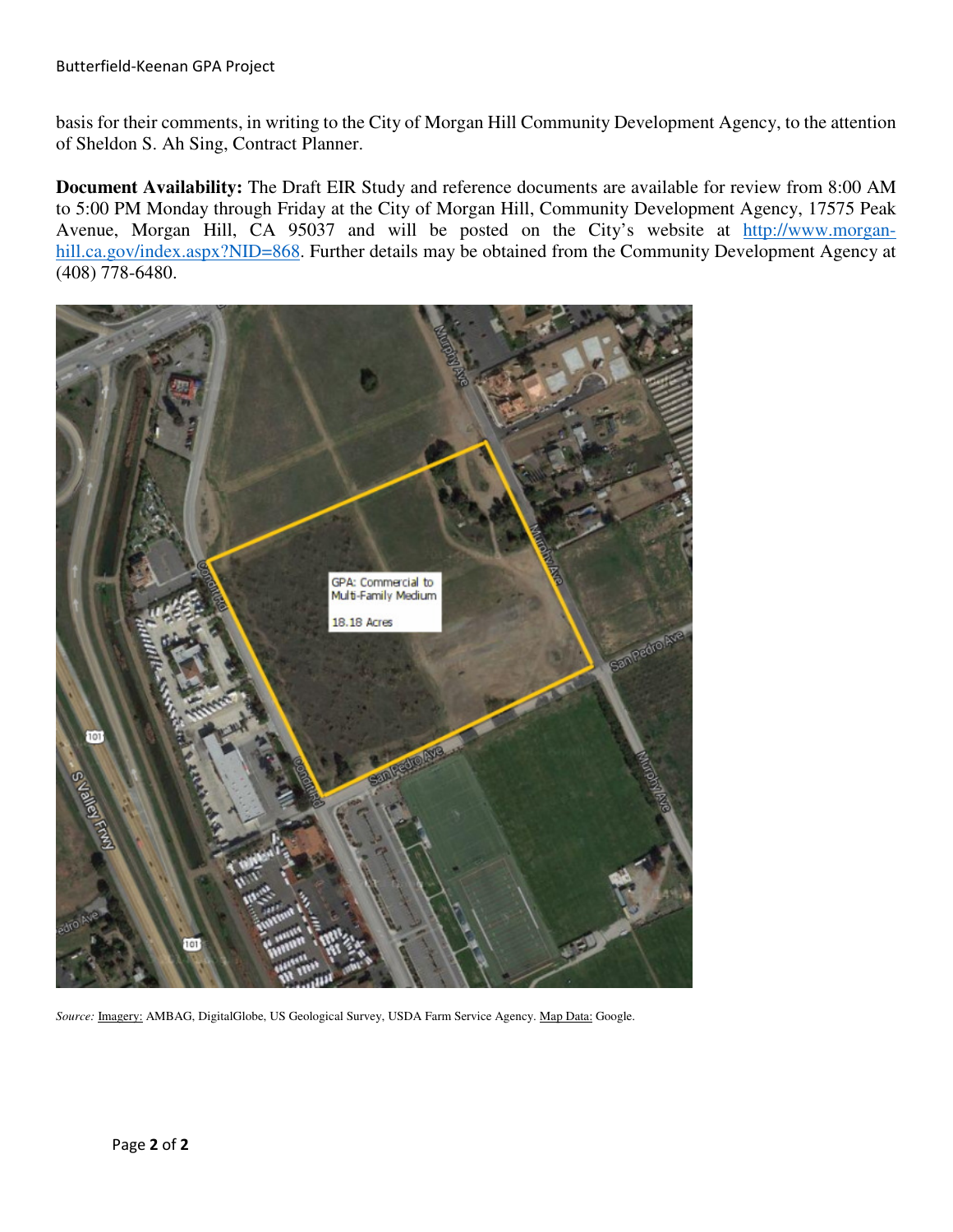basis for their comments, in writing to the City of Morgan Hill Community Development Agency, to the attention of Sheldon S. Ah Sing, Contract Planner.

**Document Availability:** The Draft EIR Study and reference documents are available for review from 8:00 AM to 5:00 PM Monday through Friday at the City of Morgan Hill, Community Development Agency, 17575 Peak Avenue, Morgan Hill, CA 95037 and will be posted on the City's website at http://www.morgan-hill.ca.gov/index.aspx?NID=868. Further details may be obtained from the Community Development Agency at (408) 778-6480.

GPA: Commercial to Multi-Family Medium

18.18 Acres

*Source:* Imagery: AMBAG, DigitalGlobe, US Geological Survey, USDA Farm Service Agency. Map Data: Google.